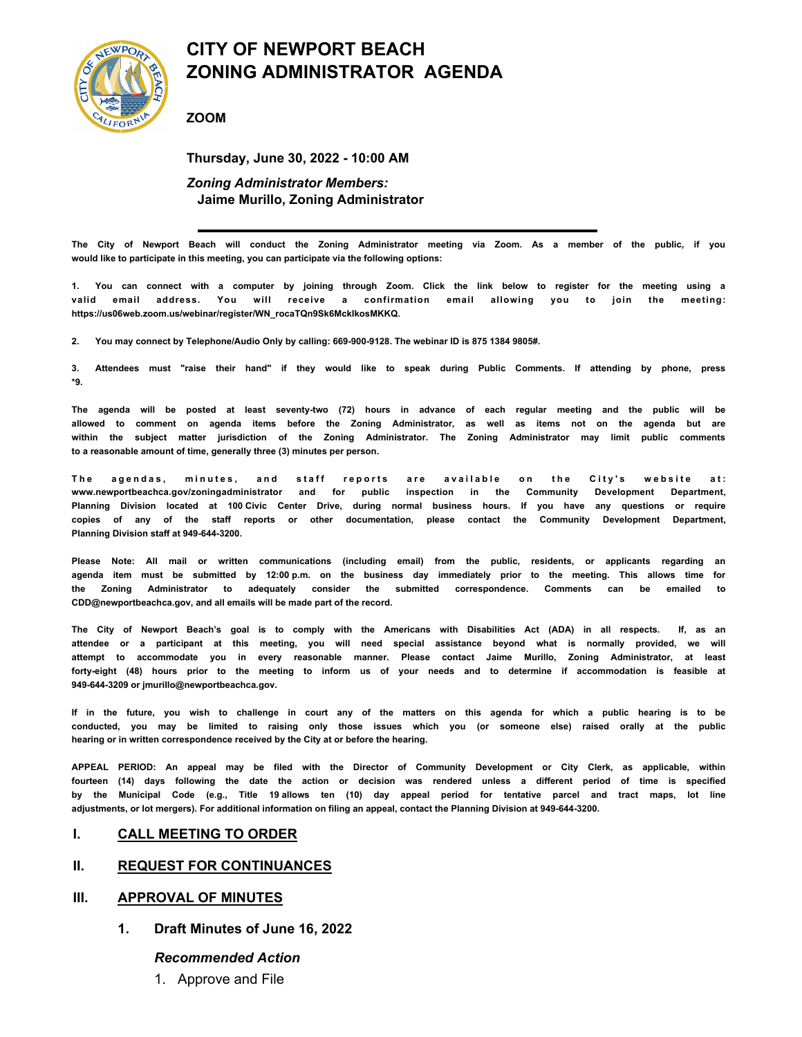# CITY OF NEWPORT BEACH
# ZONING ADMINISTRATOR AGENDA

**ZOOM**

**Thursday, June 30, 2022 - 10:00 AM**

***Zoning Administrator Members:***
**Jaime Murillo, Zoning Administrator**

---

**The City of Newport Beach will conduct the Zoning Administrator meeting via Zoom. As a member of the public, if you would like to participate in this meeting, you can participate via the following options:**

**1. You can connect with a computer by joining through Zoom. Click the link below to register for the meeting using a valid email address. You will receive a confirmation email allowing you to join the meeting: https://us06web.zoom.us/webinar/register/WN_rocaTQn9Sk6MckIkosMKKQ.**

**2. You may connect by Telephone/Audio Only by calling: 669-900-9128. The webinar ID is 875 1384 9805#.**

**3. Attendees must "raise their hand" if they would like to speak during Public Comments. If attending by phone, press *9.**

**The agenda will be posted at least seventy-two (72) hours in advance of each regular meeting and the public will be allowed to comment on agenda items before the Zoning Administrator, as well as items not on the agenda but are within the subject matter jurisdiction of the Zoning Administrator. The Zoning Administrator may limit public comments to a reasonable amount of time, generally three (3) minutes per person.**

**The agendas, minutes, and staff reports are available on the City's website at: www.newportbeachca.gov/zoningadministrator and for public inspection in the Community Development Department, Planning Division located at 100 Civic Center Drive, during normal business hours. If you have any questions or require copies of any of the staff reports or other documentation, please contact the Community Development Department, Planning Division staff at 949-644-3200.**

**Please Note: All mail or written communications (including email) from the public, residents, or applicants regarding an agenda item must be submitted by 12:00 p.m. on the business day immediately prior to the meeting. This allows time for the Zoning Administrator to adequately consider the submitted correspondence. Comments can be emailed to CDD@newportbeachca.gov, and all emails will be made part of the record.**

**The City of Newport Beach's goal is to comply with the Americans with Disabilities Act (ADA) in all respects. If, as an attendee or a participant at this meeting, you will need special assistance beyond what is normally provided, we will attempt to accommodate you in every reasonable manner. Please contact Jaime Murillo, Zoning Administrator, at least forty-eight (48) hours prior to the meeting to inform us of your needs and to determine if accommodation is feasible at 949-644-3209 or jmurillo@newportbeachca.gov.**

**If in the future, you wish to challenge in court any of the matters on this agenda for which a public hearing is to be conducted, you may be limited to raising only those issues which you (or someone else) raised orally at the public hearing or in written correspondence received by the City at or before the hearing.**

**APPEAL PERIOD: An appeal may be filed with the Director of Community Development or City Clerk, as applicable, within fourteen (14) days following the date the action or decision was rendered unless a different period of time is specified by the Municipal Code (e.g., Title 19 allows ten (10) day appeal period for tentative parcel and tract maps, lot line adjustments, or lot mergers). For additional information on filing an appeal, contact the Planning Division at 949-644-3200.**

## I. CALL MEETING TO ORDER

## II. REQUEST FOR CONTINUANCES

## III. APPROVAL OF MINUTES

### 1. Draft Minutes of June 16, 2022

***Recommended Action***

1. Approve and File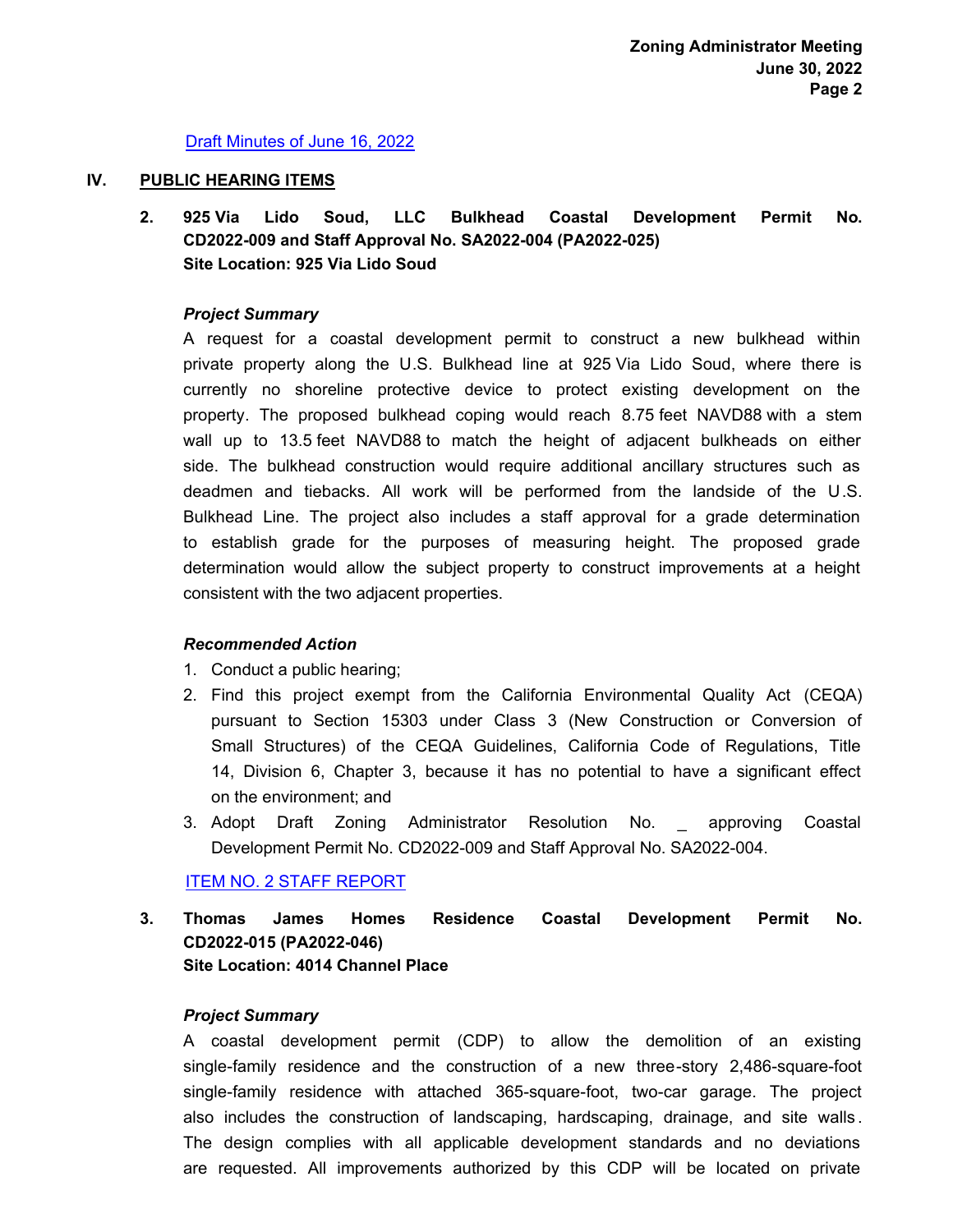Draft Minutes of June 16, 2022

## IV. PUBLIC HEARING ITEMS

### 2. 925 Via Lido Soud, LLC Bulkhead Coastal Development Permit No. CD2022-009 and Staff Approval No. SA2022-004 (PA2022-025)
**Site Location: 925 Via Lido Soud**

***Project Summary***

A request for a coastal development permit to construct a new bulkhead within private property along the U.S. Bulkhead line at 925 Via Lido Soud, where there is currently no shoreline protective device to protect existing development on the property. The proposed bulkhead coping would reach 8.75 feet NAVD88 with a stem wall up to 13.5 feet NAVD88 to match the height of adjacent bulkheads on either side. The bulkhead construction would require additional ancillary structures such as deadmen and tiebacks. All work will be performed from the landside of the U.S. Bulkhead Line. The project also includes a staff approval for a grade determination to establish grade for the purposes of measuring height. The proposed grade determination would allow the subject property to construct improvements at a height consistent with the two adjacent properties.

***Recommended Action***

1. Conduct a public hearing;
2. Find this project exempt from the California Environmental Quality Act (CEQA) pursuant to Section 15303 under Class 3 (New Construction or Conversion of Small Structures) of the CEQA Guidelines, California Code of Regulations, Title 14, Division 6, Chapter 3, because it has no potential to have a significant effect on the environment; and
3. Adopt Draft Zoning Administrator Resolution No. _ approving Coastal Development Permit No. CD2022-009 and Staff Approval No. SA2022-004.

ITEM NO. 2 STAFF REPORT

### 3. Thomas James Homes Residence Coastal Development Permit No. CD2022-015 (PA2022-046)
**Site Location: 4014 Channel Place**

***Project Summary***

A coastal development permit (CDP) to allow the demolition of an existing single-family residence and the construction of a new three-story 2,486-square-foot single-family residence with attached 365-square-foot, two-car garage. The project also includes the construction of landscaping, hardscaping, drainage, and site walls. The design complies with all applicable development standards and no deviations are requested. All improvements authorized by this CDP will be located on private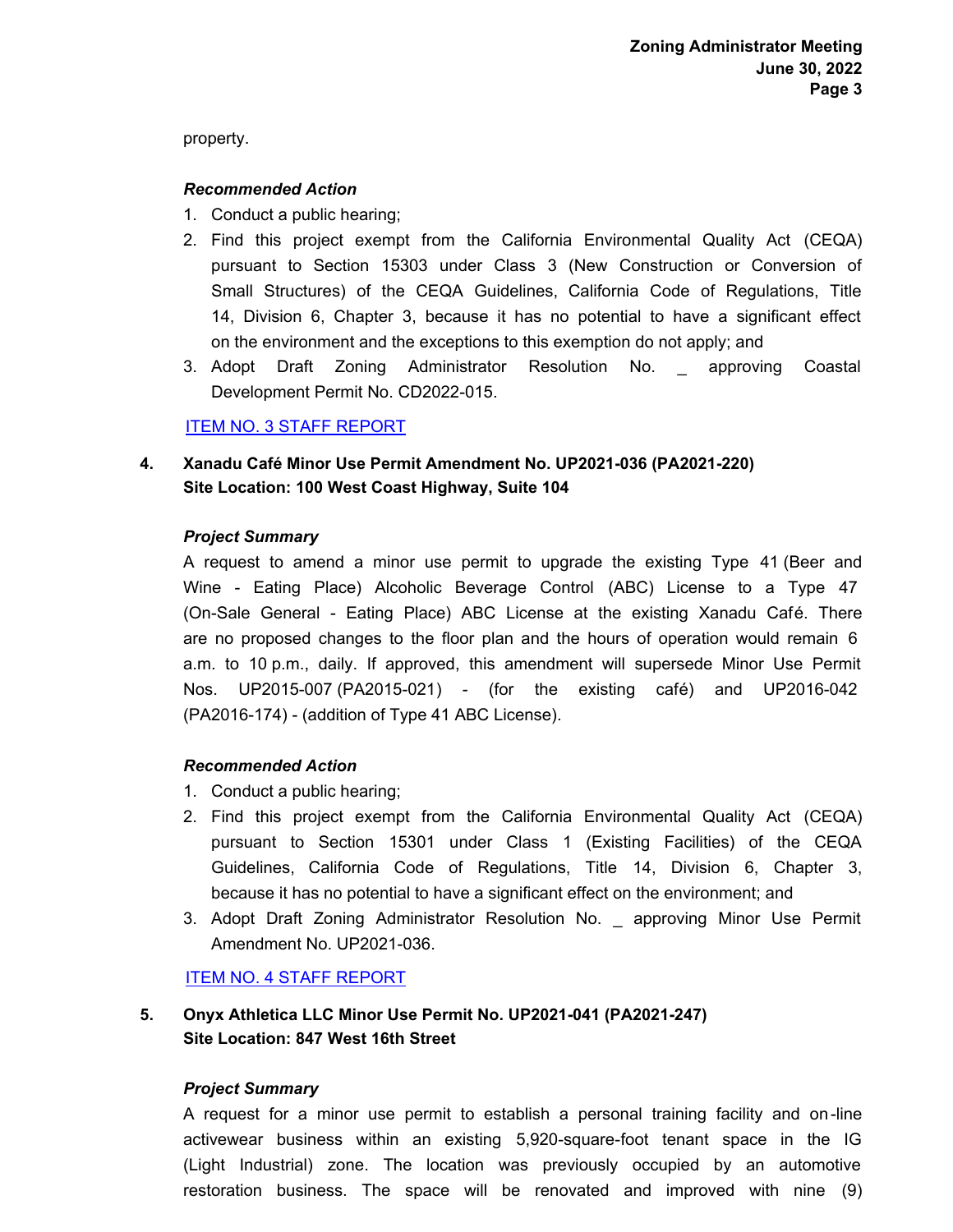property.

***Recommended Action***

1. Conduct a public hearing;
2. Find this project exempt from the California Environmental Quality Act (CEQA) pursuant to Section 15303 under Class 3 (New Construction or Conversion of Small Structures) of the CEQA Guidelines, California Code of Regulations, Title 14, Division 6, Chapter 3, because it has no potential to have a significant effect on the environment and the exceptions to this exemption do not apply; and
3. Adopt Draft Zoning Administrator Resolution No. _ approving Coastal Development Permit No. CD2022-015.

ITEM NO. 3 STAFF REPORT

**4. Xanadu Café Minor Use Permit Amendment No. UP2021-036 (PA2021-220)**
**Site Location: 100 West Coast Highway, Suite 104**

***Project Summary***

A request to amend a minor use permit to upgrade the existing Type 41 (Beer and Wine - Eating Place) Alcoholic Beverage Control (ABC) License to a Type 47 (On-Sale General - Eating Place) ABC License at the existing Xanadu Café. There are no proposed changes to the floor plan and the hours of operation would remain 6 a.m. to 10 p.m., daily. If approved, this amendment will supersede Minor Use Permit Nos. UP2015-007 (PA2015-021) - (for the existing café) and UP2016-042 (PA2016-174) - (addition of Type 41 ABC License).

***Recommended Action***

1. Conduct a public hearing;
2. Find this project exempt from the California Environmental Quality Act (CEQA) pursuant to Section 15301 under Class 1 (Existing Facilities) of the CEQA Guidelines, California Code of Regulations, Title 14, Division 6, Chapter 3, because it has no potential to have a significant effect on the environment; and
3. Adopt Draft Zoning Administrator Resolution No. _ approving Minor Use Permit Amendment No. UP2021-036.

ITEM NO. 4 STAFF REPORT

**5. Onyx Athletica LLC Minor Use Permit No. UP2021-041 (PA2021-247)**
**Site Location: 847 West 16th Street**

***Project Summary***

A request for a minor use permit to establish a personal training facility and on-line activewear business within an existing 5,920-square-foot tenant space in the IG (Light Industrial) zone. The location was previously occupied by an automotive restoration business. The space will be renovated and improved with nine (9)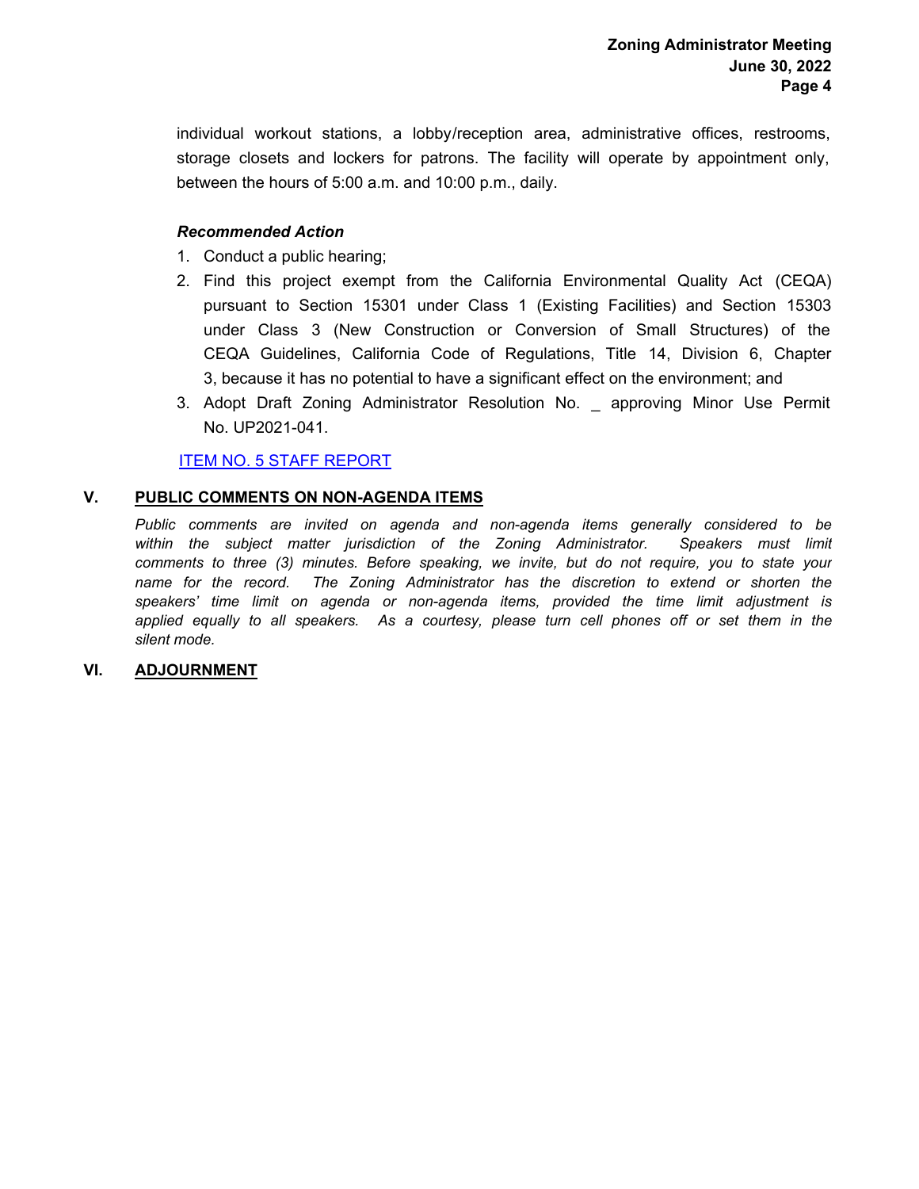individual workout stations, a lobby/reception area, administrative offices, restrooms, storage closets and lockers for patrons. The facility will operate by appointment only, between the hours of 5:00 a.m. and 10:00 p.m., daily.

***Recommended Action***

1. Conduct a public hearing;
2. Find this project exempt from the California Environmental Quality Act (CEQA) pursuant to Section 15301 under Class 1 (Existing Facilities) and Section 15303 under Class 3 (New Construction or Conversion of Small Structures) of the CEQA Guidelines, California Code of Regulations, Title 14, Division 6, Chapter 3, because it has no potential to have a significant effect on the environment; and
3. Adopt Draft Zoning Administrator Resolution No. _ approving Minor Use Permit No. UP2021-041.

[ITEM NO. 5 STAFF REPORT]

## V. PUBLIC COMMENTS ON NON-AGENDA ITEMS

*Public comments are invited on agenda and non-agenda items generally considered to be within the subject matter jurisdiction of the Zoning Administrator. Speakers must limit comments to three (3) minutes. Before speaking, we invite, but do not require, you to state your name for the record. The Zoning Administrator has the discretion to extend or shorten the speakers' time limit on agenda or non-agenda items, provided the time limit adjustment is applied equally to all speakers. As a courtesy, please turn cell phones off or set them in the silent mode.*

## VI. ADJOURNMENT